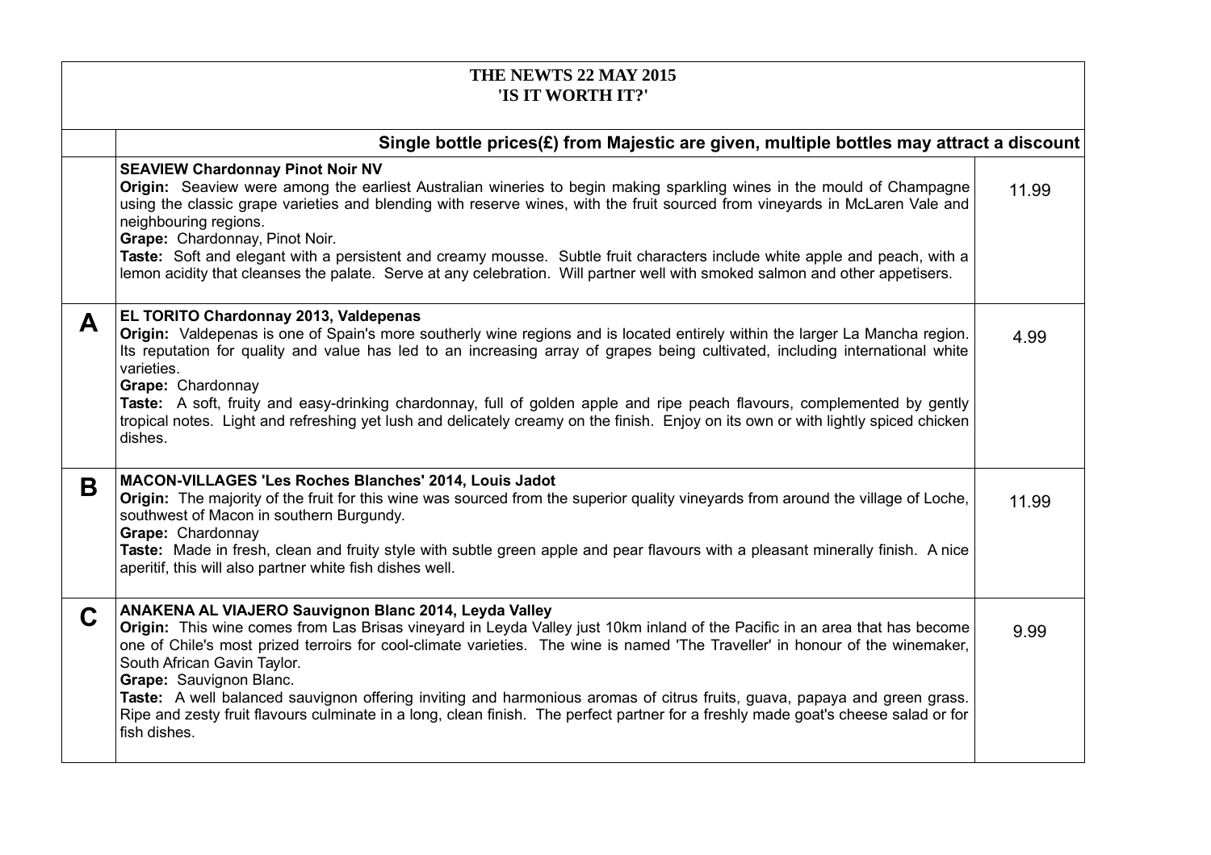# THE NEWTS 22 MAY 2015
## 'IS IT WORTH IT?'

| | Single bottle prices(£) from Majestic are given, multiple bottles may attract a discount | |
|---|---|---|
| | **SEAVIEW Chardonnay Pinot Noir NV**<br>**Origin:** Seaview were among the earliest Australian wineries to begin making sparkling wines in the mould of Champagne using the classic grape varieties and blending with reserve wines, with the fruit sourced from vineyards in McLaren Vale and neighbouring regions.<br>**Grape:** Chardonnay, Pinot Noir.<br>**Taste:** Soft and elegant with a persistent and creamy mousse. Subtle fruit characters include white apple and peach, with a lemon acidity that cleanses the palate. Serve at any celebration. Will partner well with smoked salmon and other appetisers. | 11.99 |
| **A** | **EL TORITO Chardonnay 2013, Valdepenas**<br>**Origin:** Valdepenas is one of Spain's more southerly wine regions and is located entirely within the larger La Mancha region. Its reputation for quality and value has led to an increasing array of grapes being cultivated, including international white varieties.<br>**Grape:** Chardonnay<br>**Taste:** A soft, fruity and easy-drinking chardonnay, full of golden apple and ripe peach flavours, complemented by gently tropical notes. Light and refreshing yet lush and delicately creamy on the finish. Enjoy on its own or with lightly spiced chicken dishes. | 4.99 |
| **B** | **MACON-VILLAGES 'Les Roches Blanches' 2014, Louis Jadot**<br>**Origin:** The majority of the fruit for this wine was sourced from the superior quality vineyards from around the village of Loche, southwest of Macon in southern Burgundy.<br>**Grape:** Chardonnay<br>**Taste:** Made in fresh, clean and fruity style with subtle green apple and pear flavours with a pleasant minerally finish. A nice aperitif, this will also partner white fish dishes well. | 11.99 |
| **C** | **ANAKENA AL VIAJERO Sauvignon Blanc 2014, Leyda Valley**<br>**Origin:** This wine comes from Las Brisas vineyard in Leyda Valley just 10km inland of the Pacific in an area that has become one of Chile's most prized terroirs for cool-climate varieties. The wine is named 'The Traveller' in honour of the winemaker, South African Gavin Taylor.<br>**Grape:** Sauvignon Blanc.<br>**Taste:** A well balanced sauvignon offering inviting and harmonious aromas of citrus fruits, guava, papaya and green grass. Ripe and zesty fruit flavours culminate in a long, clean finish. The perfect partner for a freshly made goat's cheese salad or for fish dishes. | 9.99 |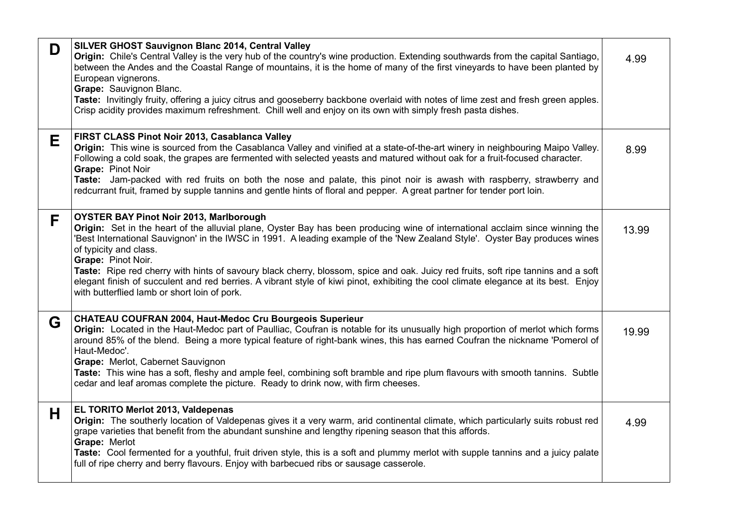| | | |
|---|---|---|
| **D** | **SILVER GHOST Sauvignon Blanc 2014, Central Valley**<br>**Origin:** Chile's Central Valley is the very hub of the country's wine production. Extending southwards from the capital Santiago, between the Andes and the Coastal Range of mountains, it is the home of many of the first vineyards to have been planted by European vignerons.<br>**Grape:** Sauvignon Blanc.<br>**Taste:** Invitingly fruity, offering a juicy citrus and gooseberry backbone overlaid with notes of lime zest and fresh green apples. Crisp acidity provides maximum refreshment. Chill well and enjoy on its own with simply fresh pasta dishes. | 4.99 |
| **E** | **FIRST CLASS Pinot Noir 2013, Casablanca Valley**<br>**Origin:** This wine is sourced from the Casablanca Valley and vinified at a state-of-the-art winery in neighbouring Maipo Valley. Following a cold soak, the grapes are fermented with selected yeasts and matured without oak for a fruit-focused character.<br>**Grape:** Pinot Noir<br>**Taste:** Jam-packed with red fruits on both the nose and palate, this pinot noir is awash with raspberry, strawberry and redcurrant fruit, framed by supple tannins and gentle hints of floral and pepper. A great partner for tender port loin. | 8.99 |
| **F** | **OYSTER BAY Pinot Noir 2013, Marlborough**<br>**Origin:** Set in the heart of the alluvial plane, Oyster Bay has been producing wine of international acclaim since winning the 'Best International Sauvignon' in the IWSC in 1991. A leading example of the 'New Zealand Style'. Oyster Bay produces wines of typicity and class.<br>**Grape:** Pinot Noir.<br>**Taste:** Ripe red cherry with hints of savoury black cherry, blossom, spice and oak. Juicy red fruits, soft ripe tannins and a soft elegant finish of succulent and red berries. A vibrant style of kiwi pinot, exhibiting the cool climate elegance at its best. Enjoy with butterflied lamb or short loin of pork. | 13.99 |
| **G** | **CHATEAU COUFRAN 2004, Haut-Medoc Cru Bourgeois Superieur**<br>**Origin:** Located in the Haut-Medoc part of Paulliac, Coufran is notable for its unusually high proportion of merlot which forms around 85% of the blend. Being a more typical feature of right-bank wines, this has earned Coufran the nickname 'Pomerol of Haut-Medoc'.<br>**Grape:** Merlot, Cabernet Sauvignon<br>**Taste:** This wine has a soft, fleshy and ample feel, combining soft bramble and ripe plum flavours with smooth tannins. Subtle cedar and leaf aromas complete the picture. Ready to drink now, with firm cheeses. | 19.99 |
| **H** | **EL TORITO Merlot 2013, Valdepenas**<br>**Origin:** The southerly location of Valdepenas gives it a very warm, arid continental climate, which particularly suits robust red grape varieties that benefit from the abundant sunshine and lengthy ripening season that this affords.<br>**Grape:** Merlot<br>**Taste:** Cool fermented for a youthful, fruit driven style, this is a soft and plummy merlot with supple tannins and a juicy palate full of ripe cherry and berry flavours. Enjoy with barbecued ribs or sausage casserole. | 4.99 |